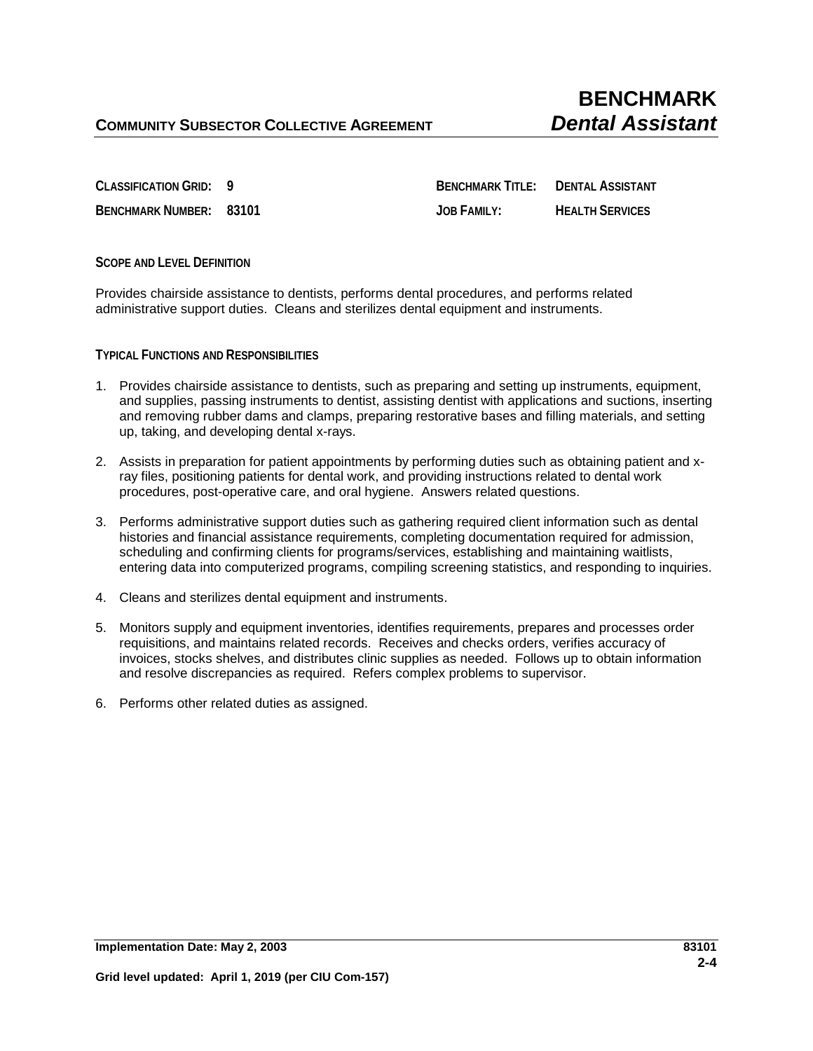# BENCHMARK

**COMMUNITY SUBSECTOR COLLECTIVE AGREEMENT** ***Dental Assistant***

| | | | |
|---|---|---|---|
| **CLASSIFICATION GRID:** | **9** | **BENCHMARK TITLE:** | **DENTAL ASSISTANT** |
| **BENCHMARK NUMBER:** | **83101** | **JOB FAMILY:** | **HEALTH SERVICES** |

## SCOPE AND LEVEL DEFINITION

Provides chairside assistance to dentists, performs dental procedures, and performs related administrative support duties. Cleans and sterilizes dental equipment and instruments.

## TYPICAL FUNCTIONS AND RESPONSIBILITIES

1. Provides chairside assistance to dentists, such as preparing and setting up instruments, equipment, and supplies, passing instruments to dentist, assisting dentist with applications and suctions, inserting and removing rubber dams and clamps, preparing restorative bases and filling materials, and setting up, taking, and developing dental x-rays.

2. Assists in preparation for patient appointments by performing duties such as obtaining patient and x-ray files, positioning patients for dental work, and providing instructions related to dental work procedures, post-operative care, and oral hygiene. Answers related questions.

3. Performs administrative support duties such as gathering required client information such as dental histories and financial assistance requirements, completing documentation required for admission, scheduling and confirming clients for programs/services, establishing and maintaining waitlists, entering data into computerized programs, compiling screening statistics, and responding to inquiries.

4. Cleans and sterilizes dental equipment and instruments.

5. Monitors supply and equipment inventories, identifies requirements, prepares and processes order requisitions, and maintains related records. Receives and checks orders, verifies accuracy of invoices, stocks shelves, and distributes clinic supplies as needed. Follows up to obtain information and resolve discrepancies as required. Refers complex problems to supervisor.

6. Performs other related duties as assigned.

**Implementation Date: May 2, 2003**

**Grid level updated: April 1, 2019 (per CIU Com-157)**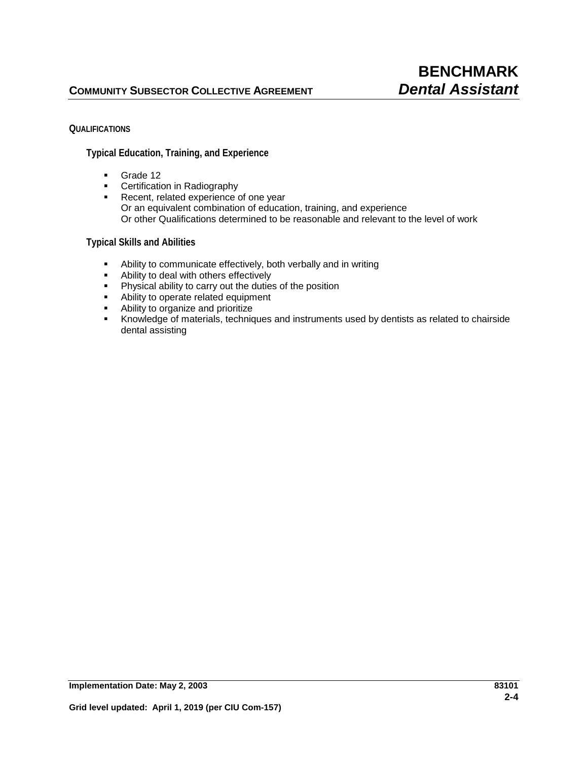## QUALIFICATIONS

### Typical Education, Training, and Experience

- Grade 12
- Certification in Radiography
- Recent, related experience of one year
  Or an equivalent combination of education, training, and experience
  Or other Qualifications determined to be reasonable and relevant to the level of work

### Typical Skills and Abilities

- Ability to communicate effectively, both verbally and in writing
- Ability to deal with others effectively
- Physical ability to carry out the duties of the position
- Ability to operate related equipment
- Ability to organize and prioritize
- Knowledge of materials, techniques and instruments used by dentists as related to chairside dental assisting